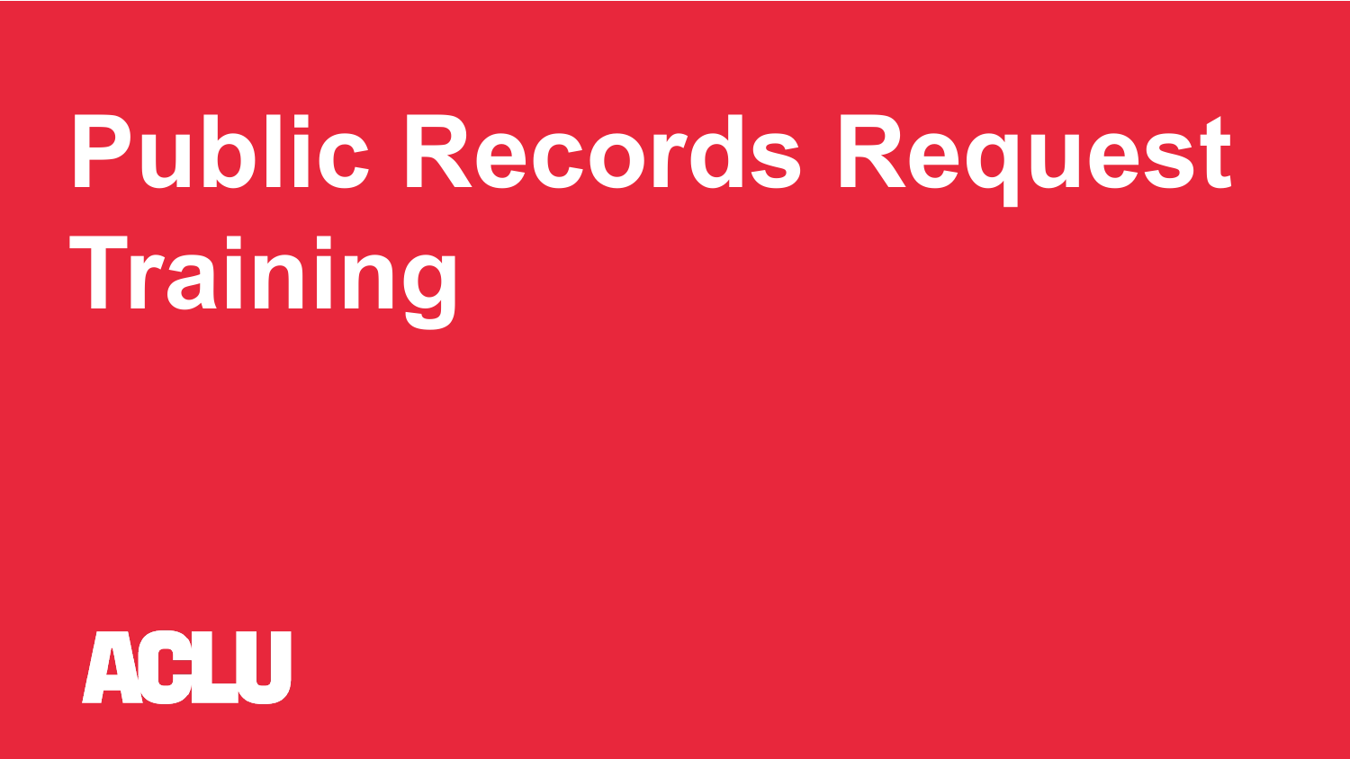# Public Records Request Training

ACLU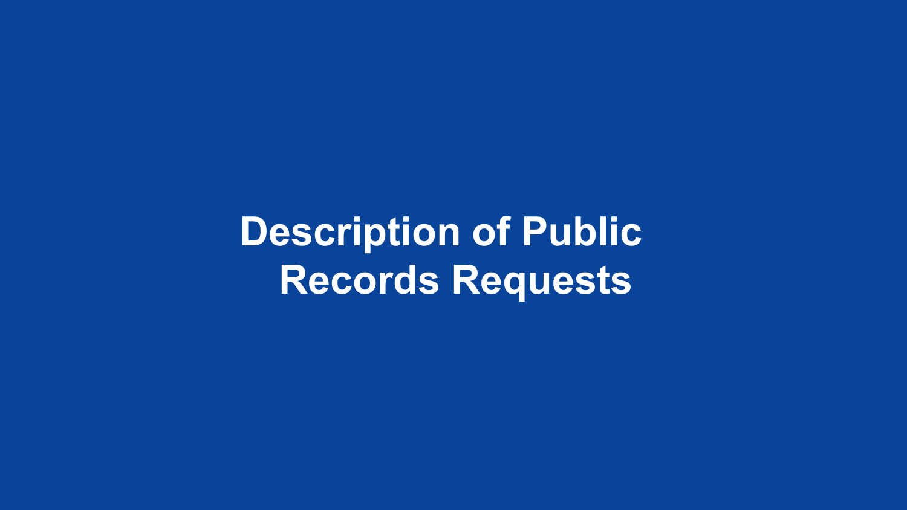# Description of Public Records Requests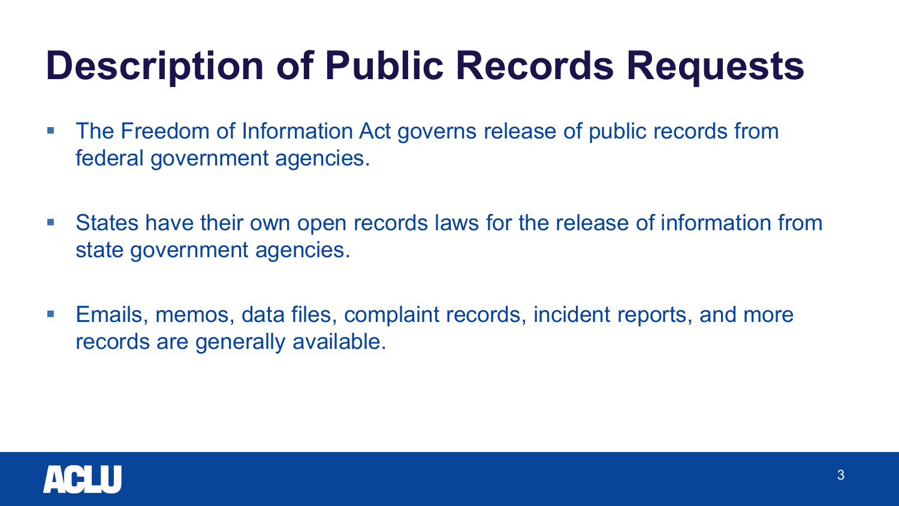# Description of Public Records Requests

- The Freedom of Information Act governs release of public records from federal government agencies.
- States have their own open records laws for the release of information from state government agencies.
- Emails, memos, data files, complaint records, incident reports, and more records are generally available.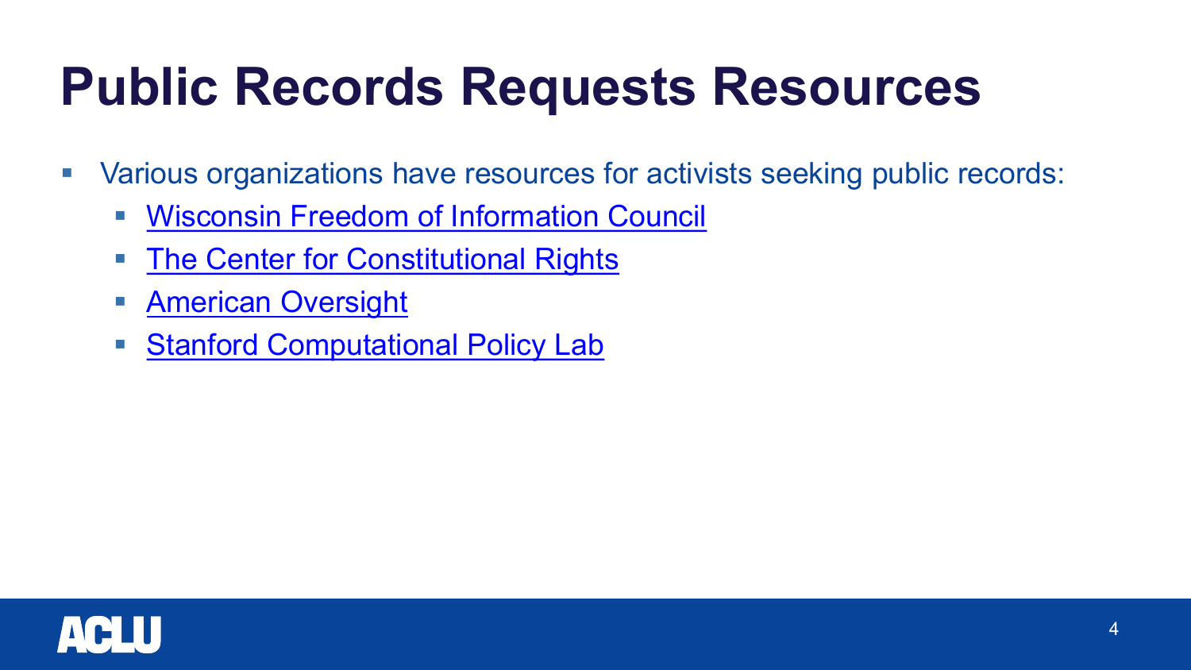# Public Records Requests Resources

- Various organizations have resources for activists seeking public records:
  - Wisconsin Freedom of Information Council
  - The Center for Constitutional Rights
  - American Oversight
  - Stanford Computational Policy Lab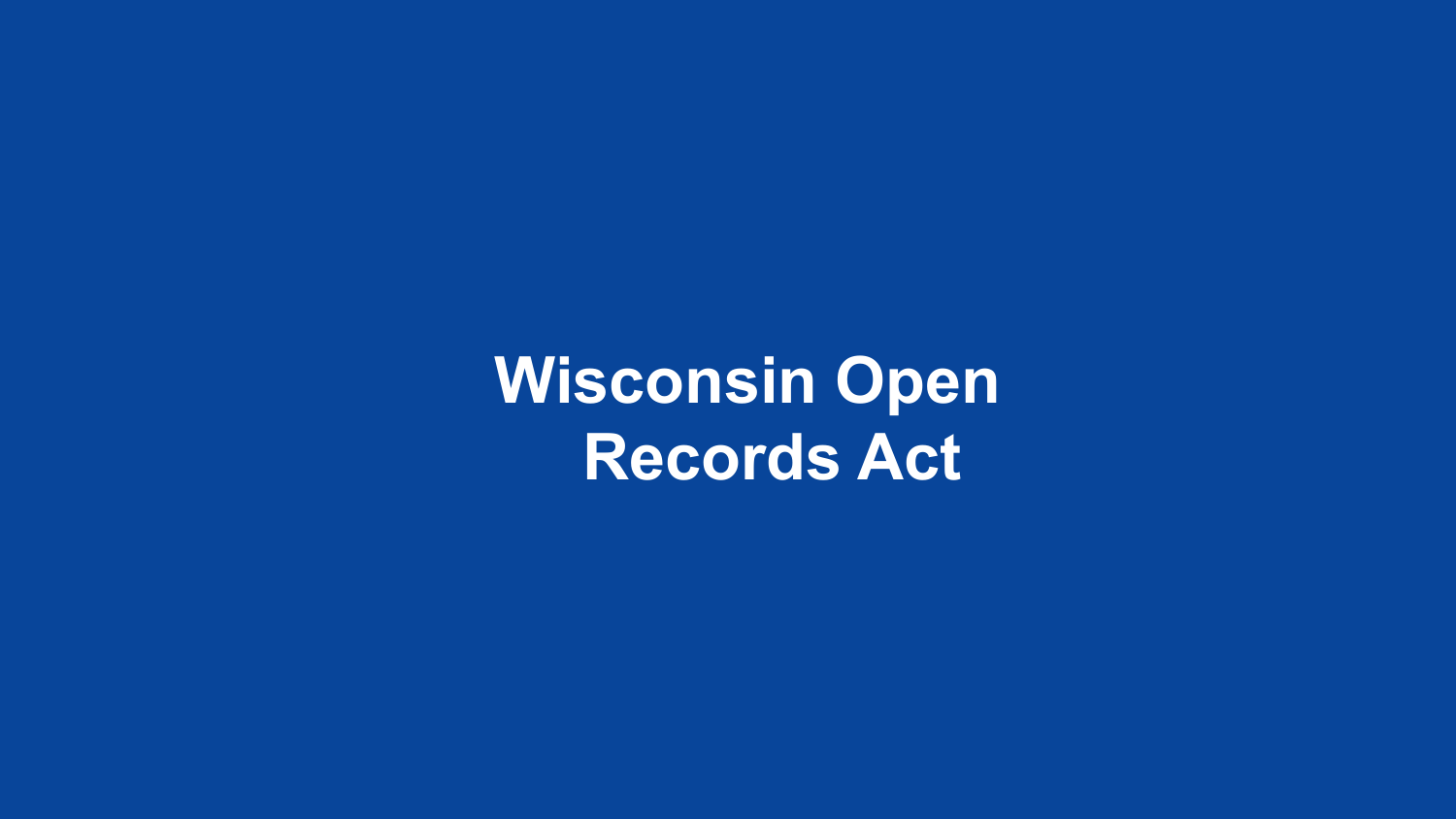# Wisconsin Open Records Act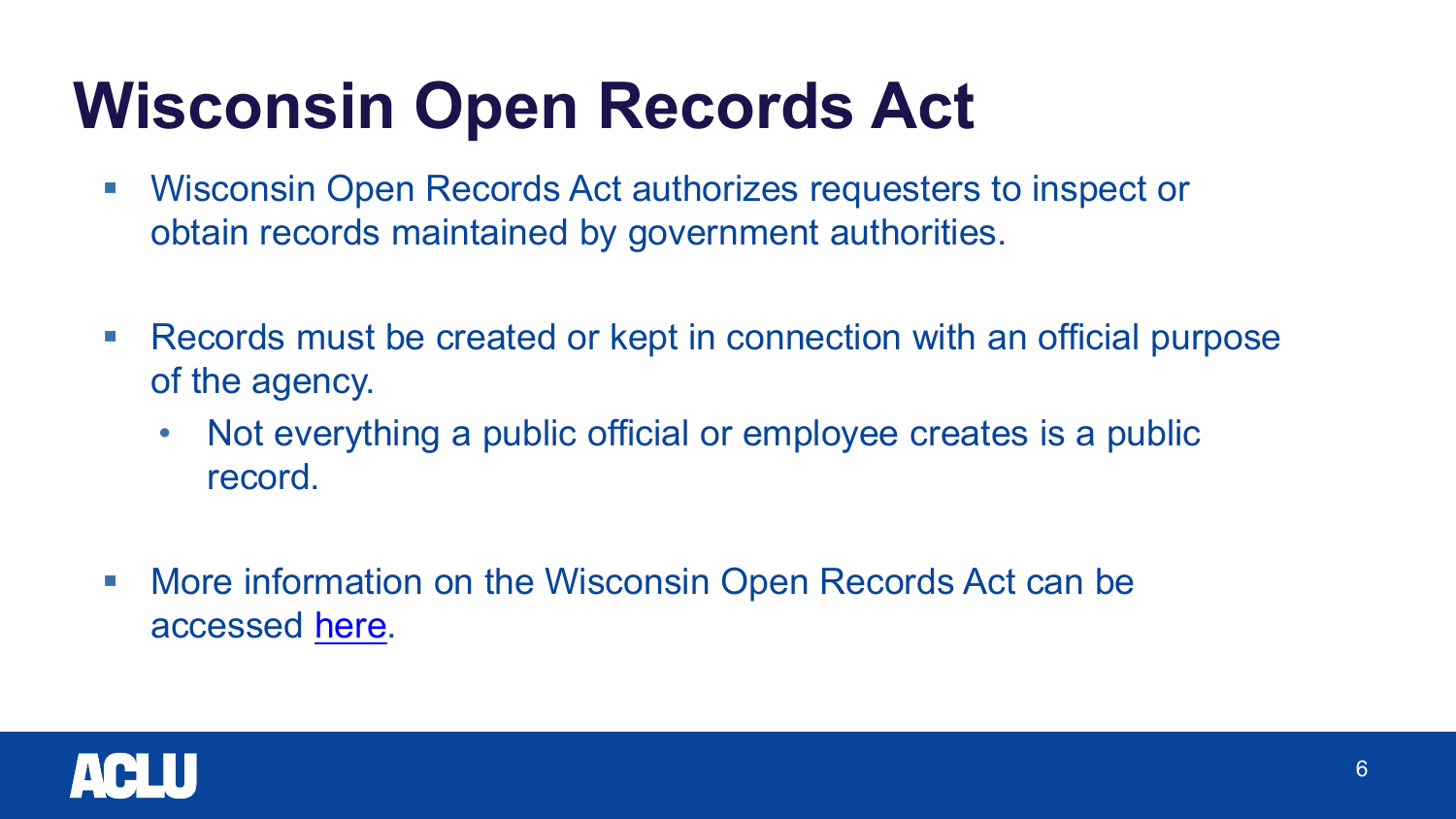# Wisconsin Open Records Act

- Wisconsin Open Records Act authorizes requesters to inspect or obtain records maintained by government authorities.
- Records must be created or kept in connection with an official purpose of the agency.
  - Not everything a public official or employee creates is a public record.
- More information on the Wisconsin Open Records Act can be accessed here.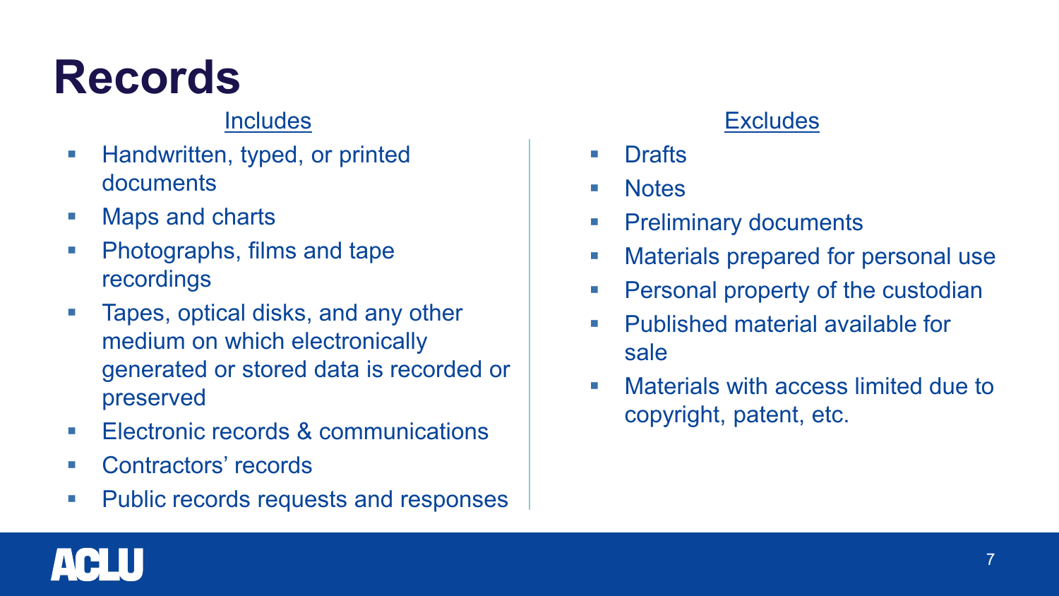# Records

**Includes**

- Handwritten, typed, or printed documents
- Maps and charts
- Photographs, films and tape recordings
- Tapes, optical disks, and any other medium on which electronically generated or stored data is recorded or preserved
- Electronic records & communications
- Contractors' records
- Public records requests and responses

**Excludes**

- Drafts
- Notes
- Preliminary documents
- Materials prepared for personal use
- Personal property of the custodian
- Published material available for sale
- Materials with access limited due to copyright, patent, etc.

ACLU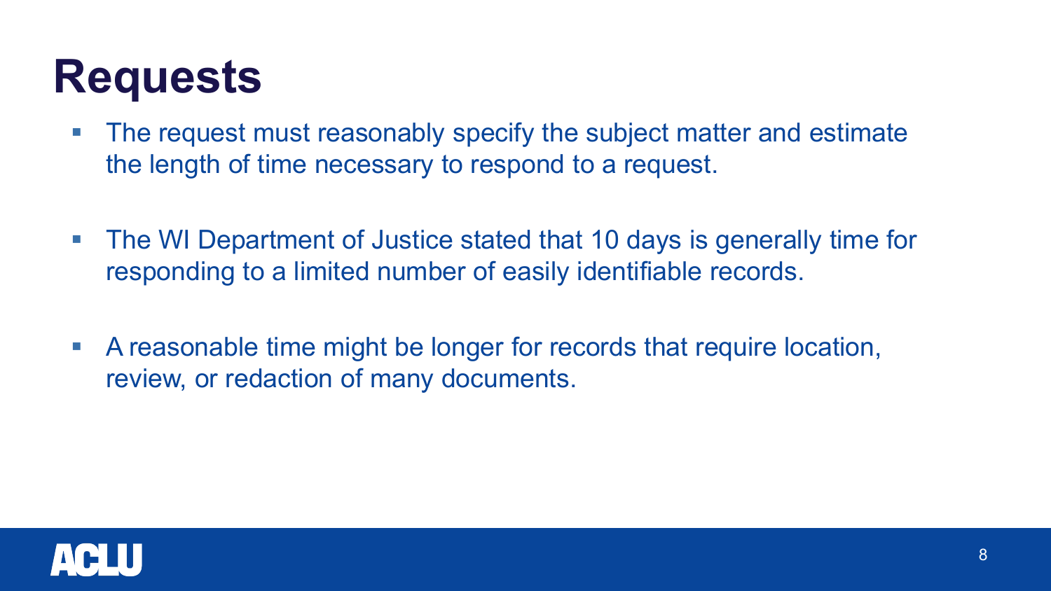# Requests

- The request must reasonably specify the subject matter and estimate the length of time necessary to respond to a request.
- The WI Department of Justice stated that 10 days is generally time for responding to a limited number of easily identifiable records.
- A reasonable time might be longer for records that require location, review, or redaction of many documents.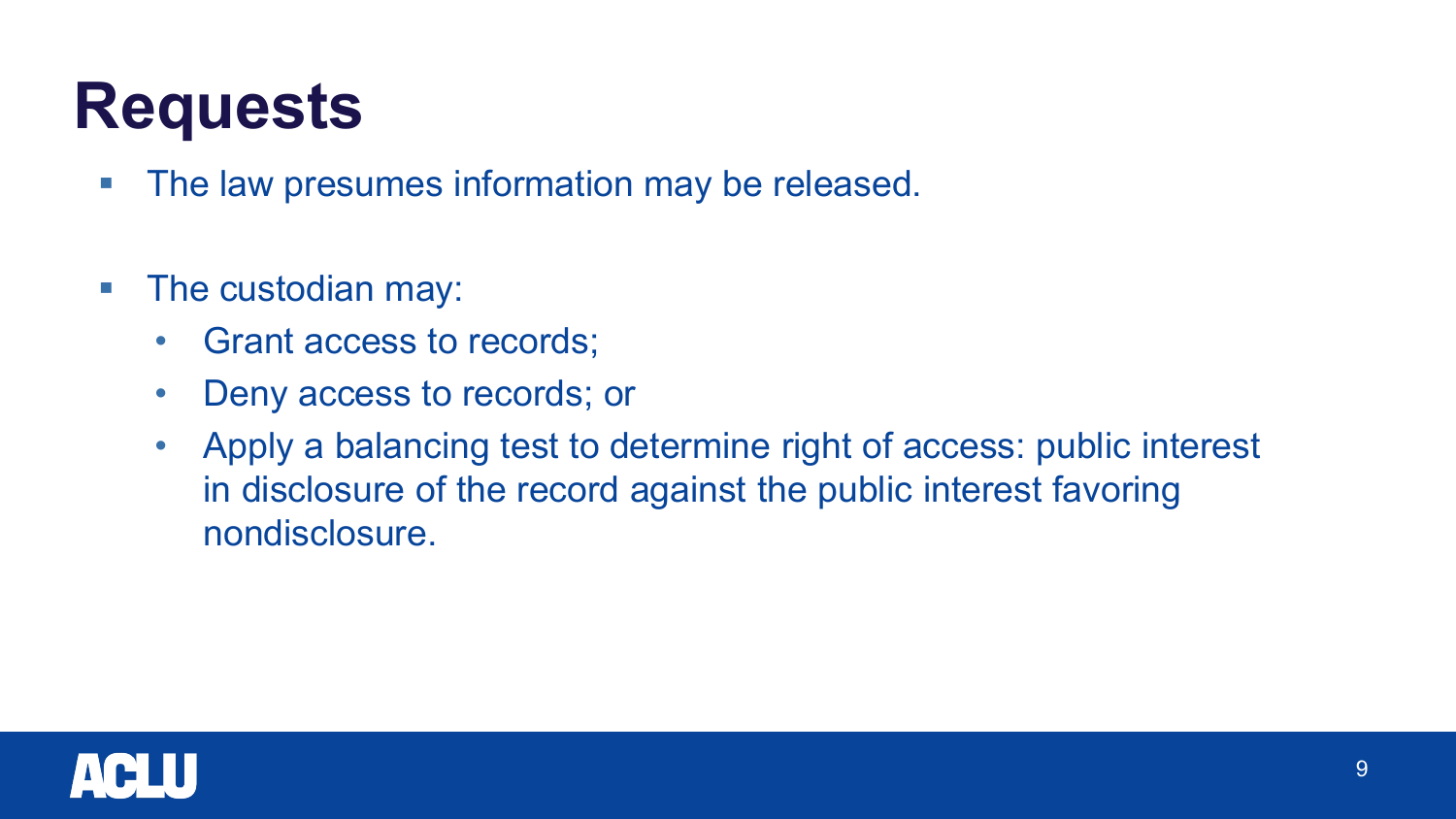# Requests

- The law presumes information may be released.

- The custodian may:
  - Grant access to records;
  - Deny access to records; or
  - Apply a balancing test to determine right of access: public interest in disclosure of the record against the public interest favoring nondisclosure.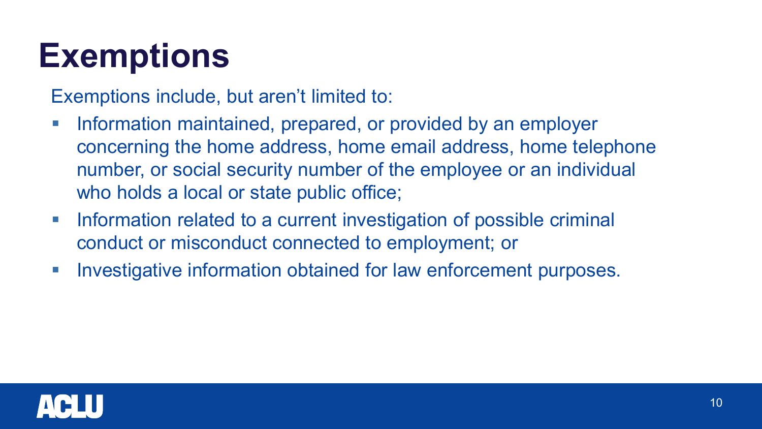# Exemptions

Exemptions include, but aren't limited to:

- Information maintained, prepared, or provided by an employer concerning the home address, home email address, home telephone number, or social security number of the employee or an individual who holds a local or state public office;
- Information related to a current investigation of possible criminal conduct or misconduct connected to employment; or
- Investigative information obtained for law enforcement purposes.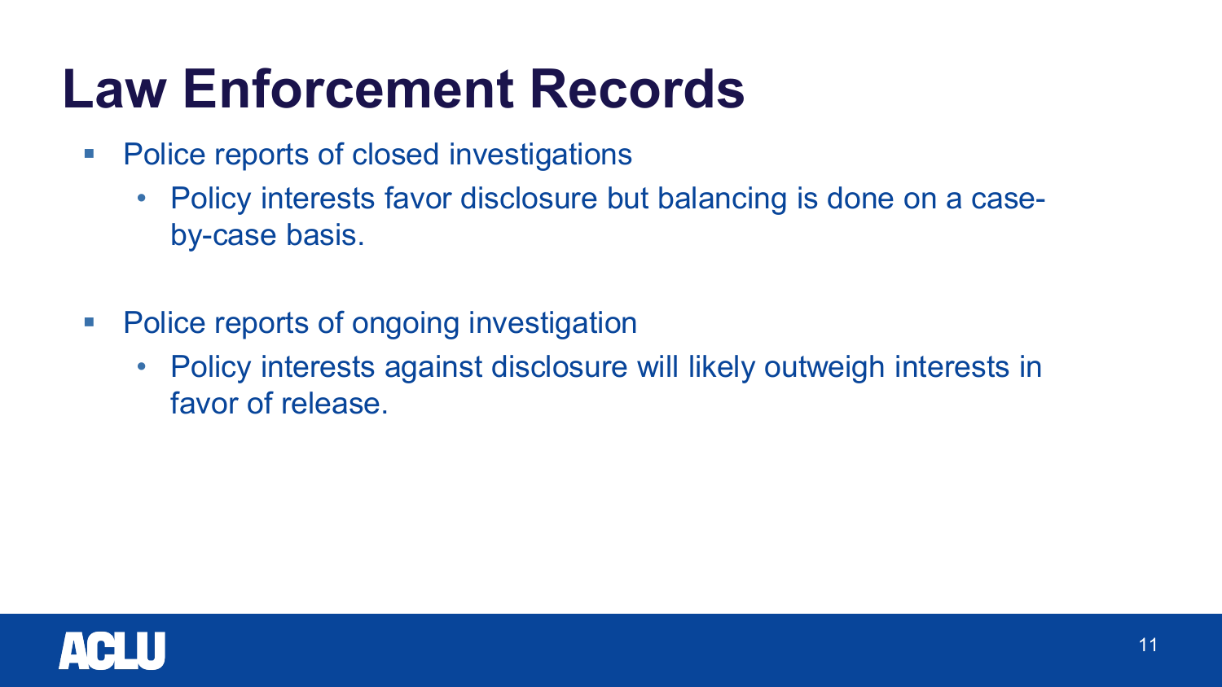# Law Enforcement Records

- Police reports of closed investigations
  - Policy interests favor disclosure but balancing is done on a case-by-case basis.
- Police reports of ongoing investigation
  - Policy interests against disclosure will likely outweigh interests in favor of release.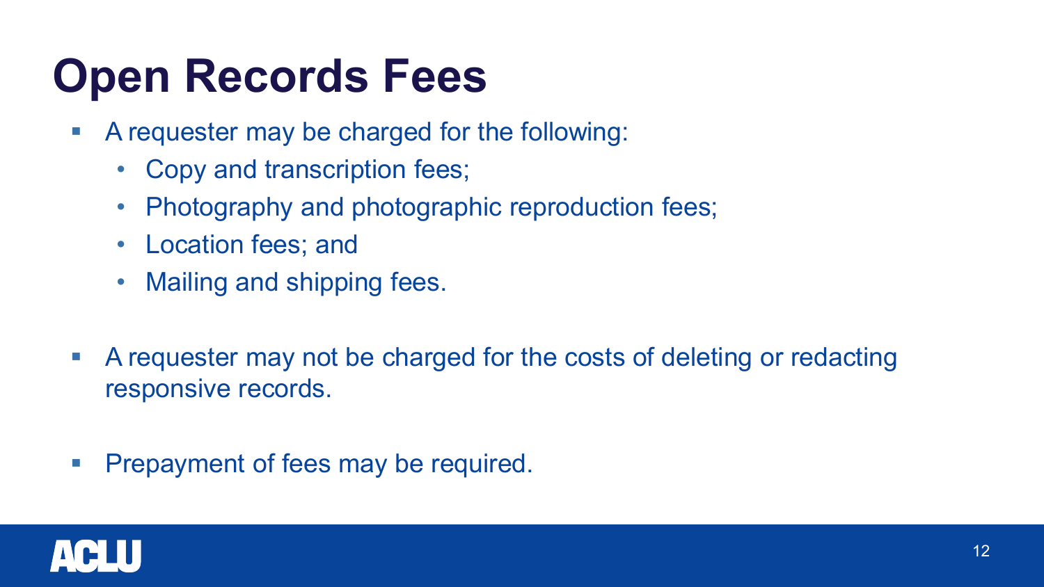# Open Records Fees

- A requester may be charged for the following:
  - Copy and transcription fees;
  - Photography and photographic reproduction fees;
  - Location fees; and
  - Mailing and shipping fees.

- A requester may not be charged for the costs of deleting or redacting responsive records.

- Prepayment of fees may be required.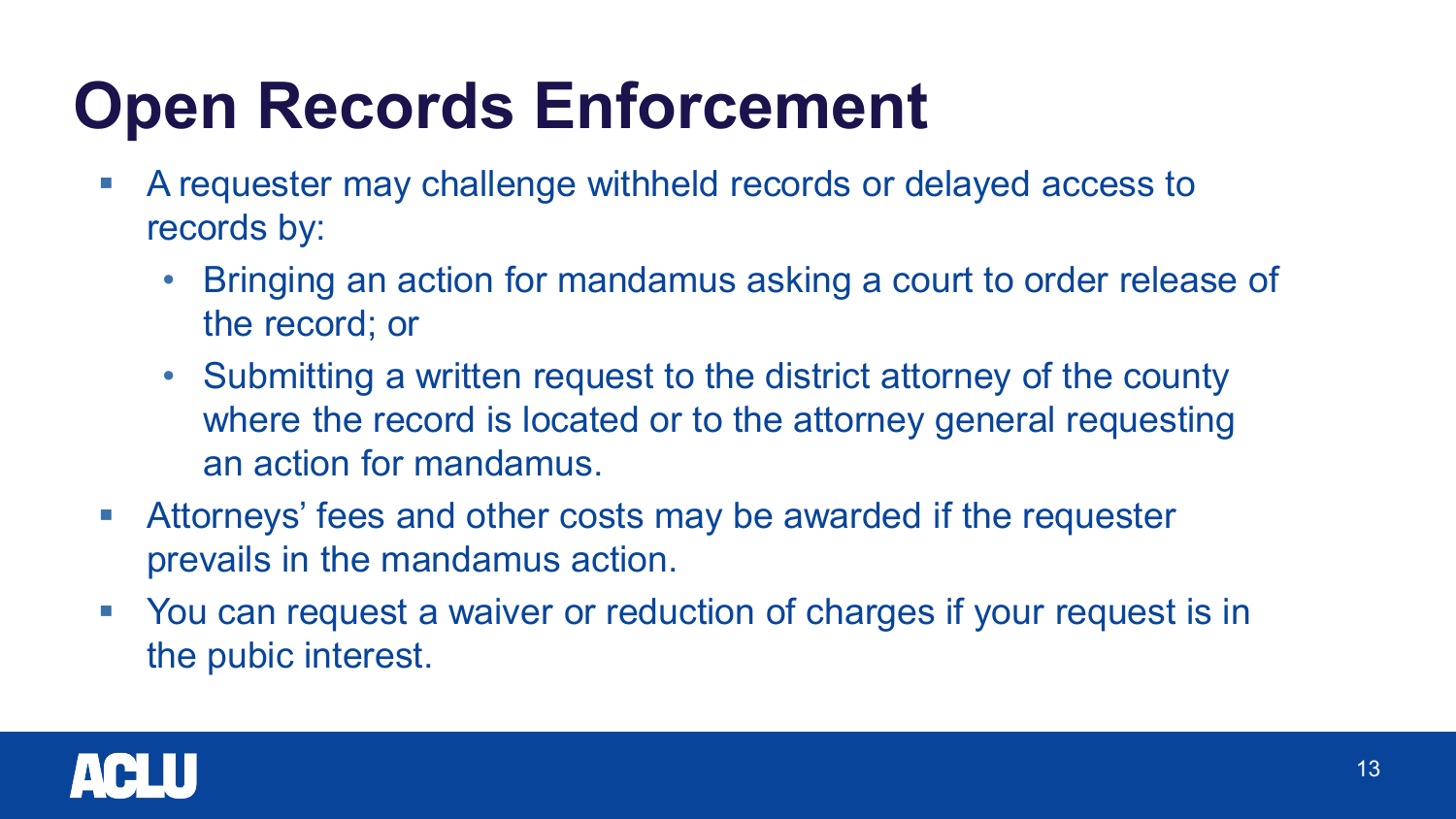# Open Records Enforcement

- A requester may challenge withheld records or delayed access to records by:
  - Bringing an action for mandamus asking a court to order release of the record; or
  - Submitting a written request to the district attorney of the county where the record is located or to the attorney general requesting an action for mandamus.
- Attorneys' fees and other costs may be awarded if the requester prevails in the mandamus action.
- You can request a waiver or reduction of charges if your request is in the pubic interest.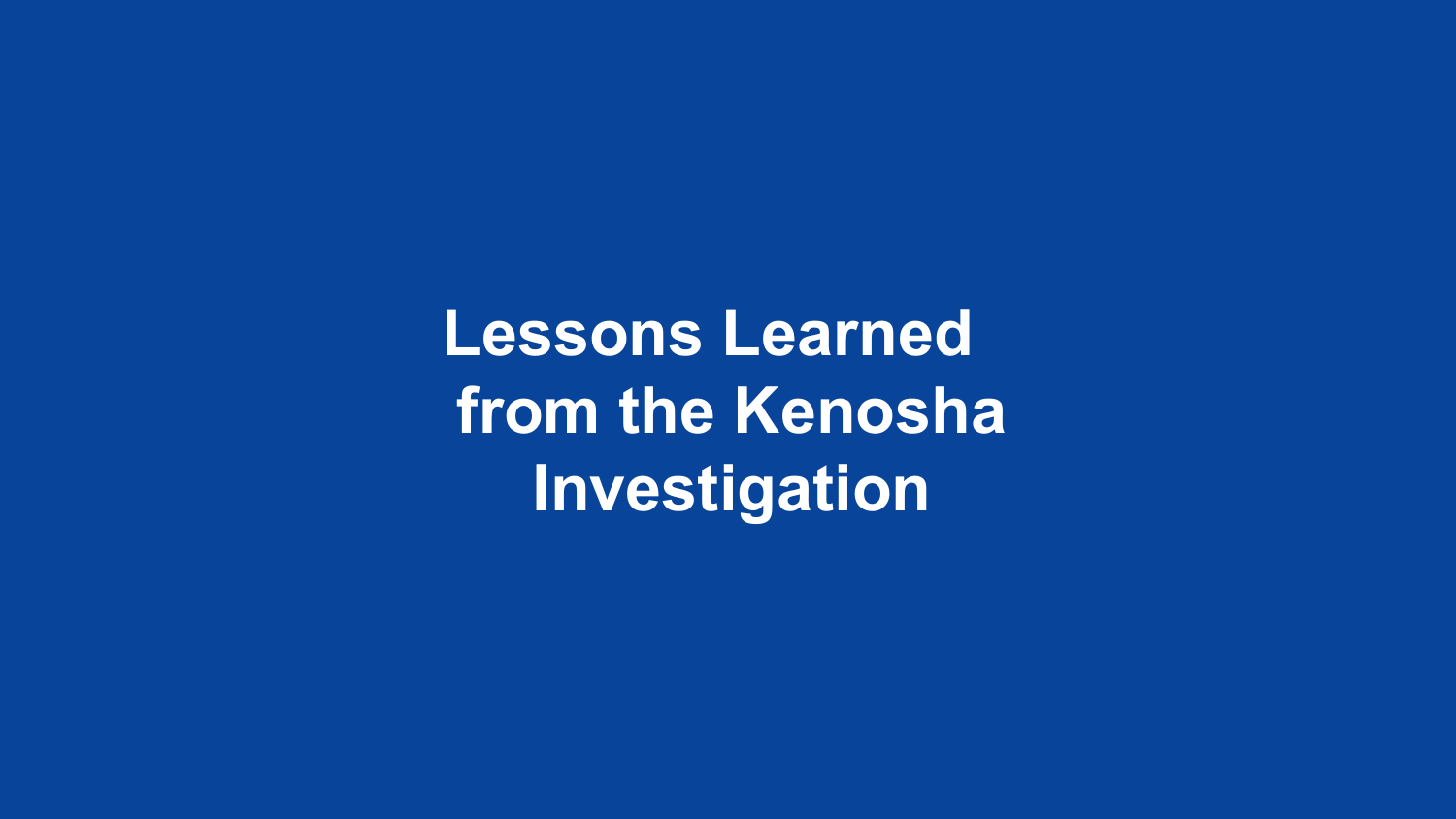# Lessons Learned from the Kenosha Investigation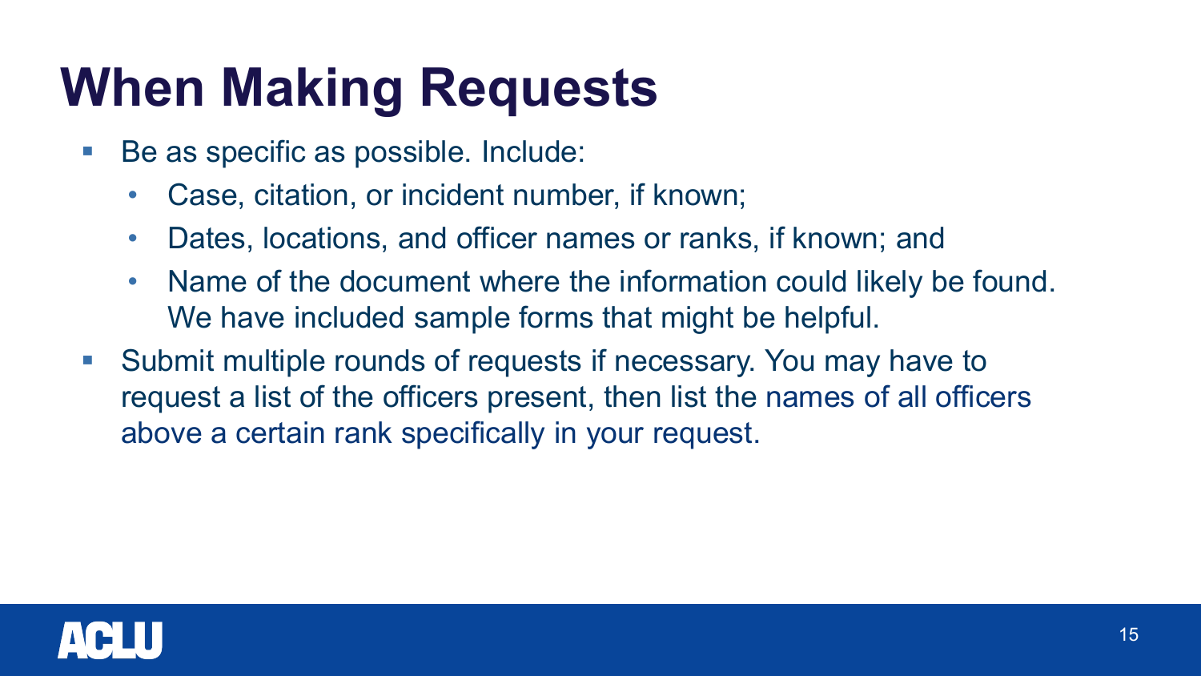# When Making Requests

- Be as specific as possible. Include:
  - Case, citation, or incident number, if known;
  - Dates, locations, and officer names or ranks, if known; and
  - Name of the document where the information could likely be found. We have included sample forms that might be helpful.
- Submit multiple rounds of requests if necessary. You may have to request a list of the officers present, then list the names of all officers above a certain rank specifically in your request.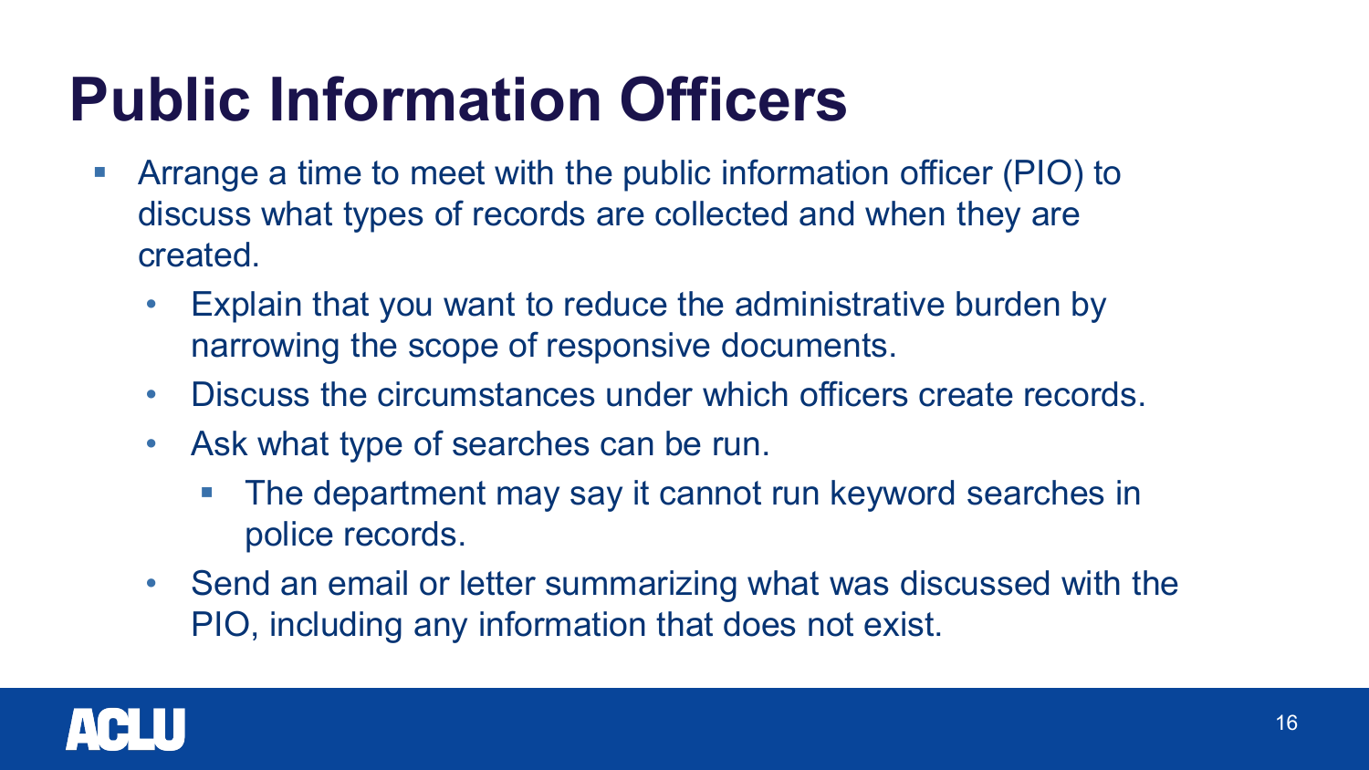# Public Information Officers

- Arrange a time to meet with the public information officer (PIO) to discuss what types of records are collected and when they are created.
  - Explain that you want to reduce the administrative burden by narrowing the scope of responsive documents.
  - Discuss the circumstances under which officers create records.
  - Ask what type of searches can be run.
    - The department may say it cannot run keyword searches in police records.
  - Send an email or letter summarizing what was discussed with the PIO, including any information that does not exist.

ACLU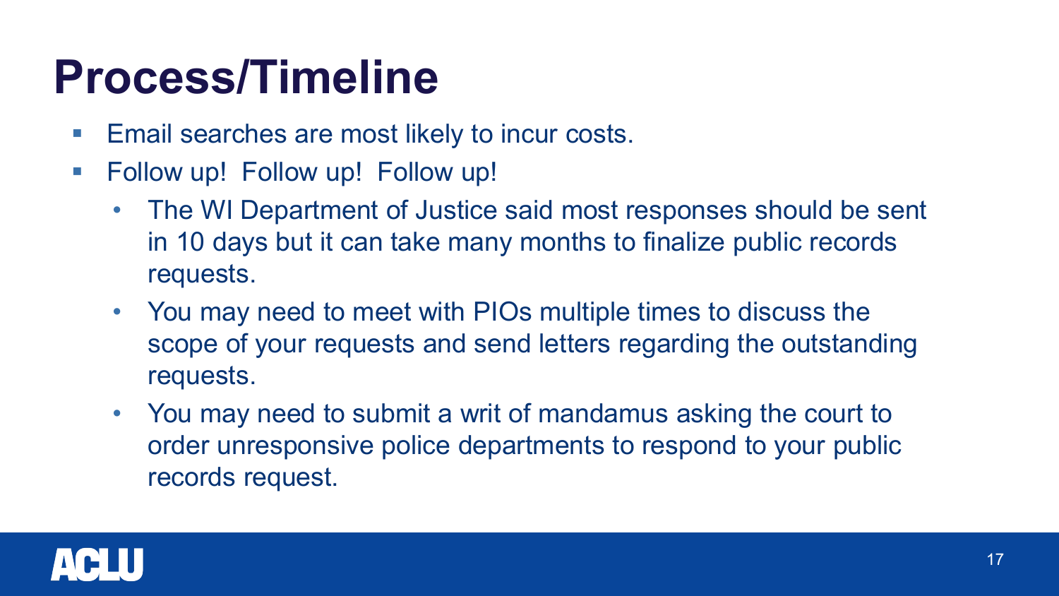# Process/Timeline

- Email searches are most likely to incur costs.
- Follow up! Follow up! Follow up!
  - The WI Department of Justice said most responses should be sent in 10 days but it can take many months to finalize public records requests.
  - You may need to meet with PIOs multiple times to discuss the scope of your requests and send letters regarding the outstanding requests.
  - You may need to submit a writ of mandamus asking the court to order unresponsive police departments to respond to your public records request.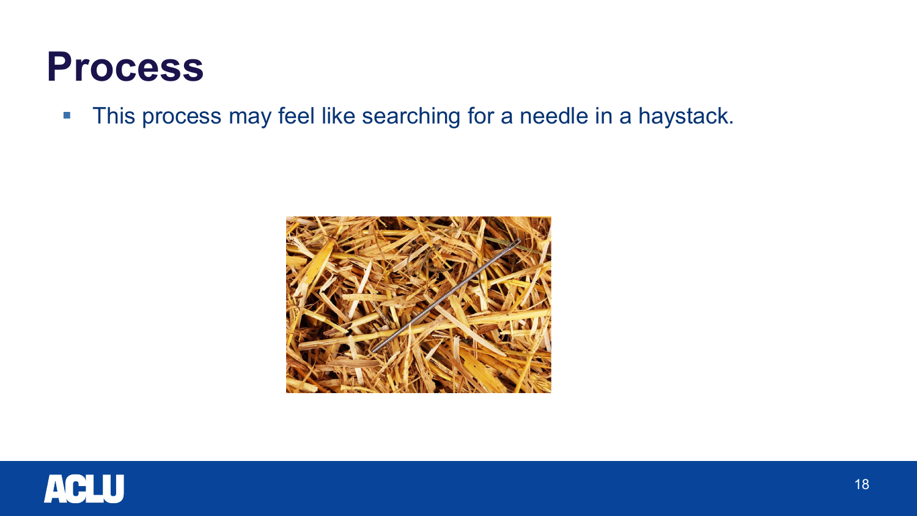# Process

- This process may feel like searching for a needle in a haystack.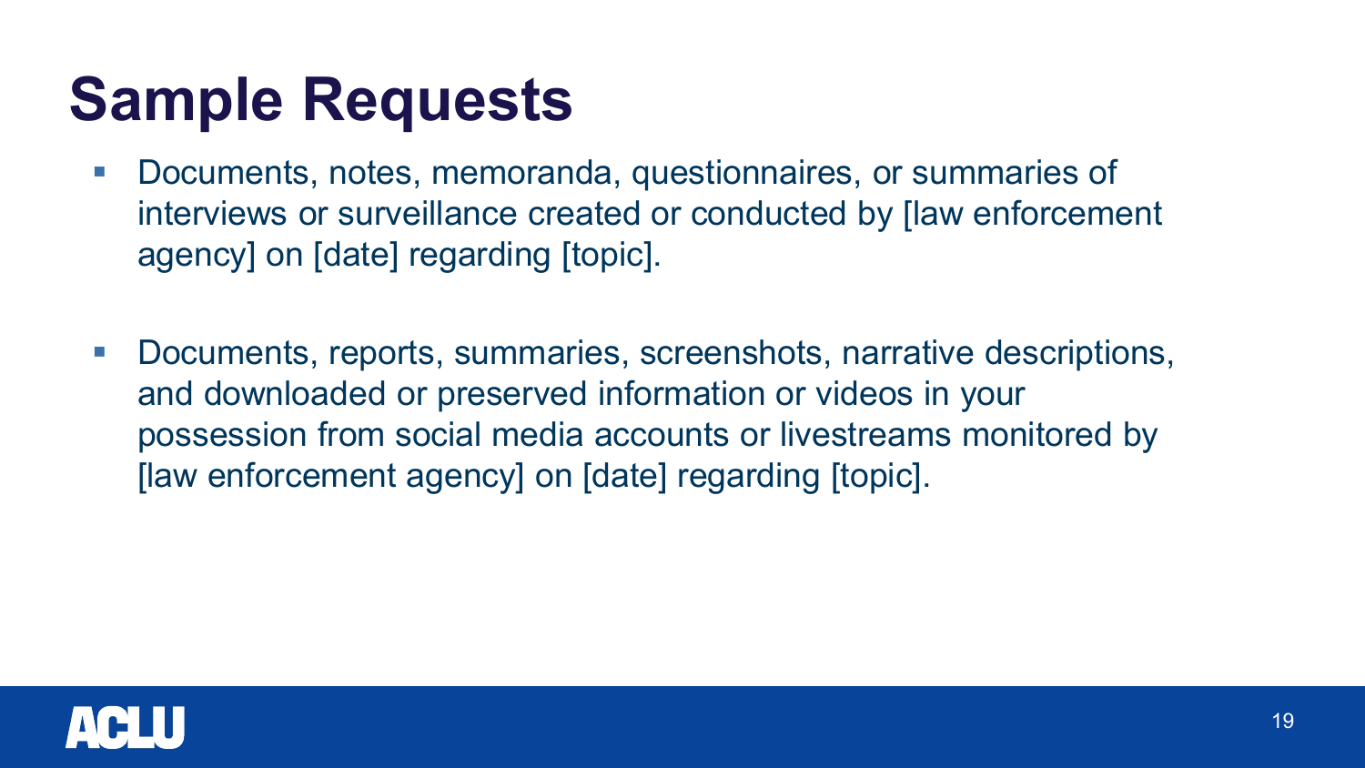# Sample Requests

- Documents, notes, memoranda, questionnaires, or summaries of interviews or surveillance created or conducted by [law enforcement agency] on [date] regarding [topic].

- Documents, reports, summaries, screenshots, narrative descriptions, and downloaded or preserved information or videos in your possession from social media accounts or livestreams monitored by [law enforcement agency] on [date] regarding [topic].

ACLU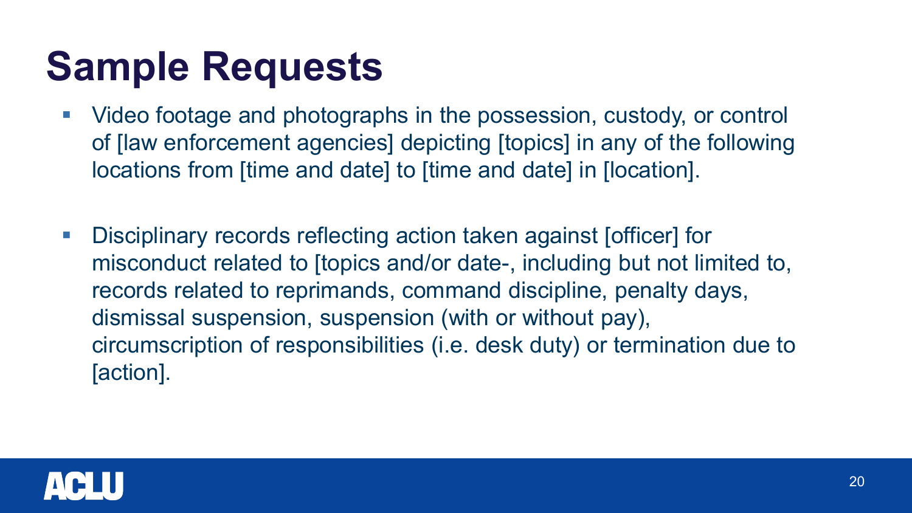# Sample Requests

- Video footage and photographs in the possession, custody, or control of [law enforcement agencies] depicting [topics] in any of the following locations from [time and date] to [time and date] in [location].

- Disciplinary records reflecting action taken against [officer] for misconduct related to [topics and/or date-, including but not limited to, records related to reprimands, command discipline, penalty days, dismissal suspension, suspension (with or without pay), circumscription of responsibilities (i.e. desk duty) or termination due to [action].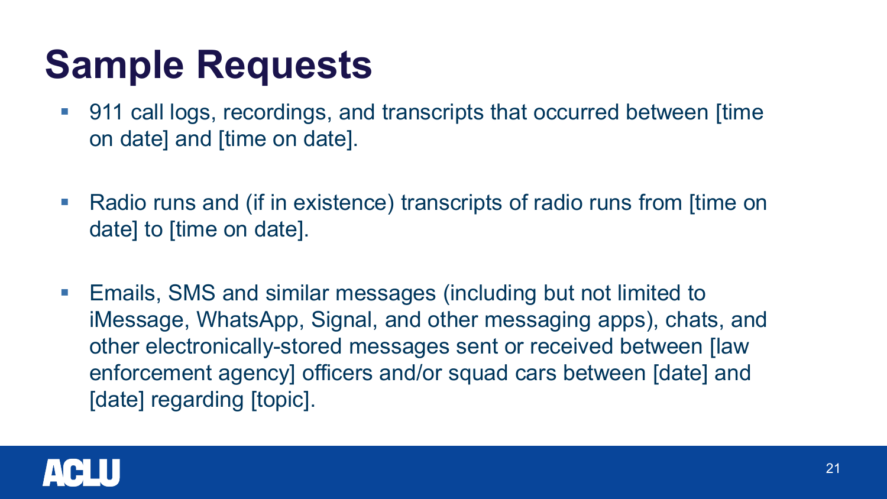# Sample Requests

- 911 call logs, recordings, and transcripts that occurred between [time on date] and [time on date].

- Radio runs and (if in existence) transcripts of radio runs from [time on date] to [time on date].

- Emails, SMS and similar messages (including but not limited to iMessage, WhatsApp, Signal, and other messaging apps), chats, and other electronically-stored messages sent or received between [law enforcement agency] officers and/or squad cars between [date] and [date] regarding [topic].

ACLU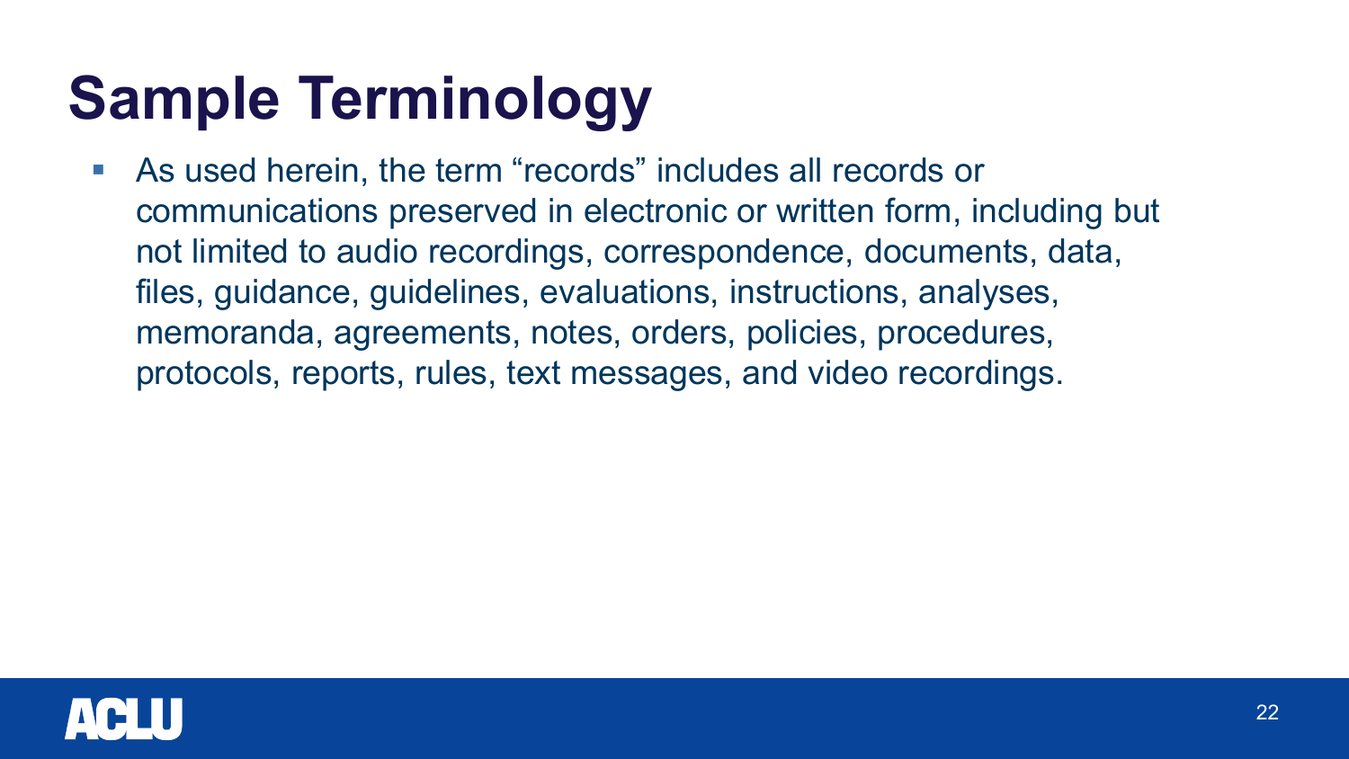# Sample Terminology

- As used herein, the term “records” includes all records or communications preserved in electronic or written form, including but not limited to audio recordings, correspondence, documents, data, files, guidance, guidelines, evaluations, instructions, analyses, memoranda, agreements, notes, orders, policies, procedures, protocols, reports, rules, text messages, and video recordings.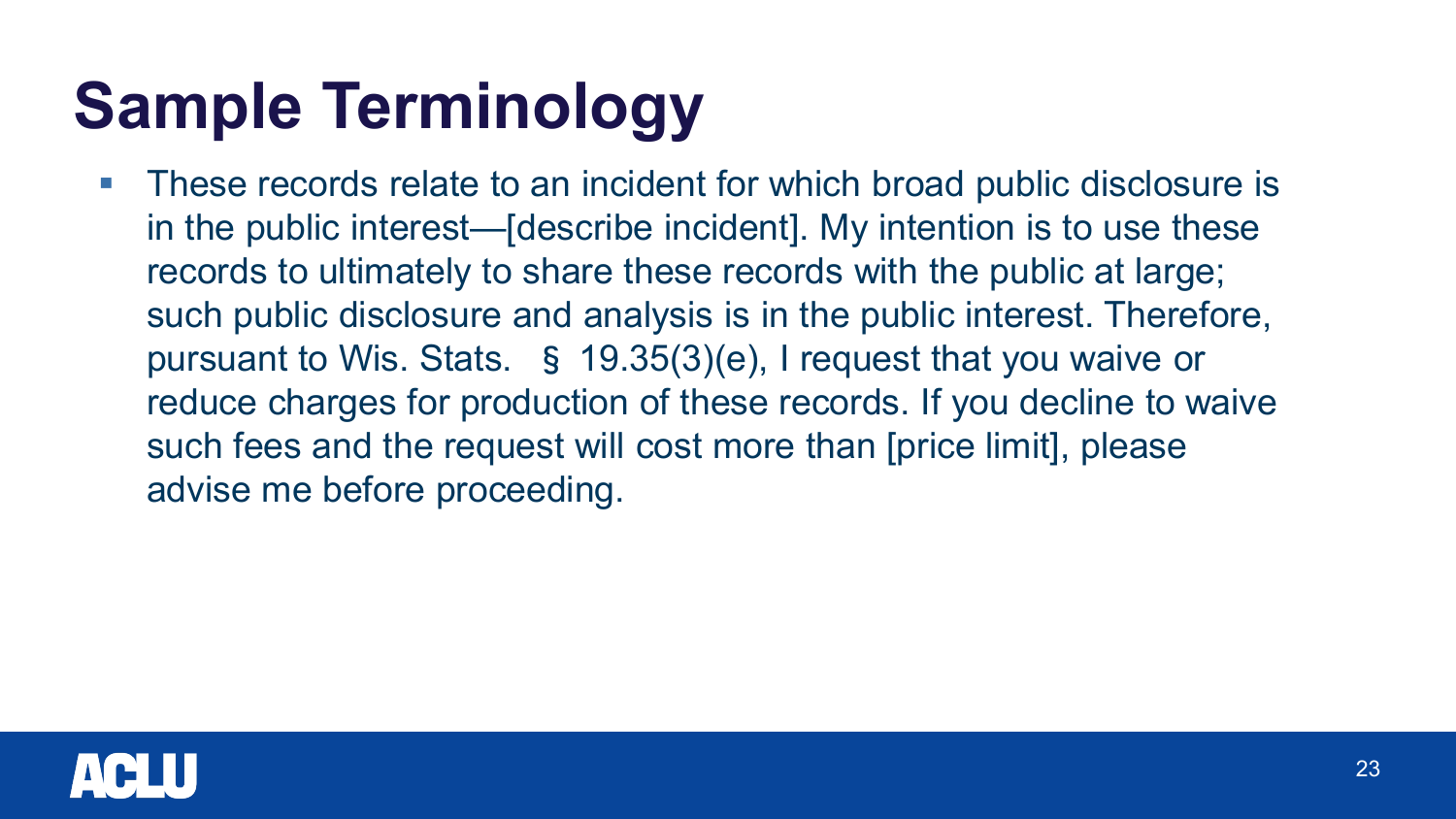# Sample Terminology

- These records relate to an incident for which broad public disclosure is in the public interest—[describe incident]. My intention is to use these records to ultimately to share these records with the public at large; such public disclosure and analysis is in the public interest. Therefore, pursuant to Wis. Stats. § 19.35(3)(e), I request that you waive or reduce charges for production of these records. If you decline to waive such fees and the request will cost more than [price limit], please advise me before proceeding.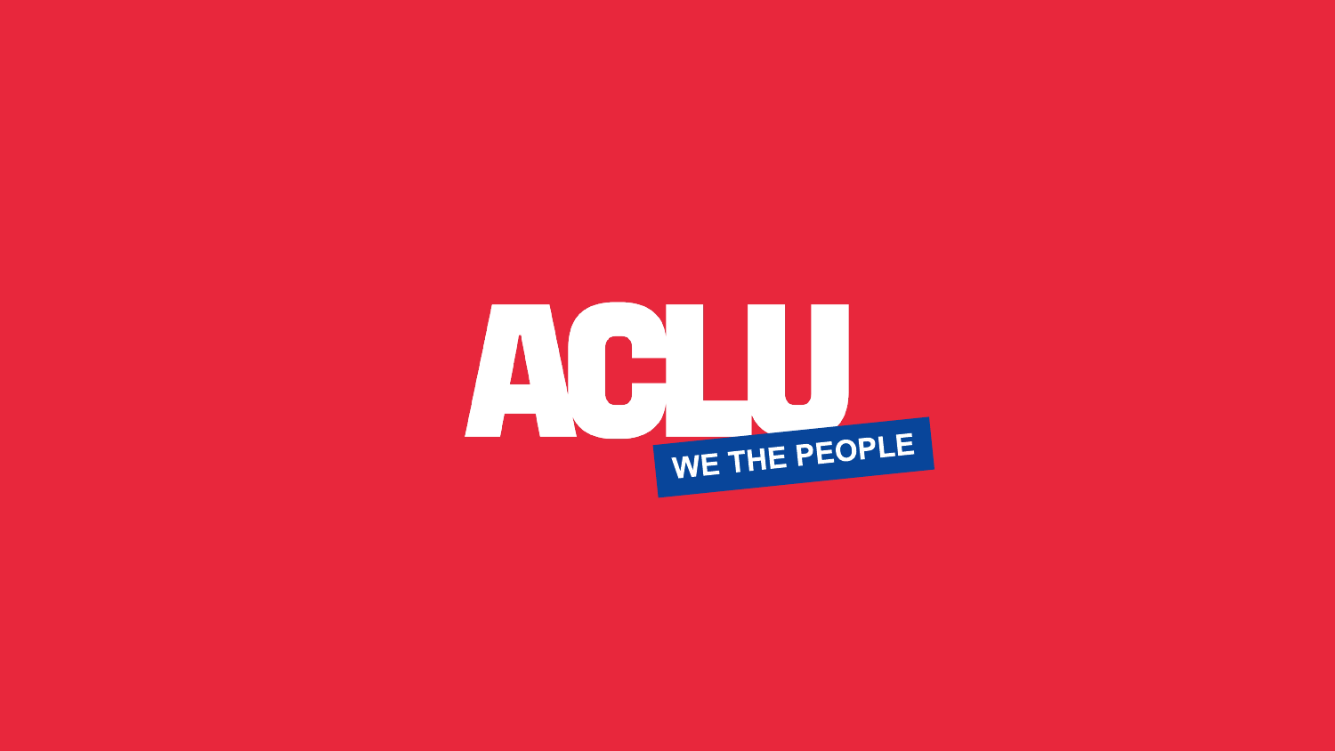ACLU

WE THE PEOPLE